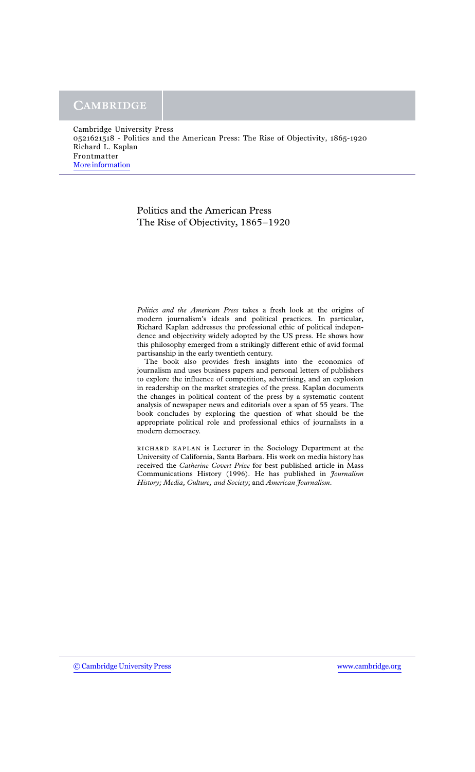Cambridge University Press
0521621518 - Politics and the American Press: The Rise of Objectivity, 1865-1920
Richard L. Kaplan
Frontmatter
More information

# Politics and the American Press
## The Rise of Objectivity, 1865–1920

*Politics and the American Press* takes a fresh look at the origins of modern journalism's ideals and political practices. In particular, Richard Kaplan addresses the professional ethic of political independence and objectivity widely adopted by the US press. He shows how this philosophy emerged from a strikingly different ethic of avid formal partisanship in the early twentieth century.

The book also provides fresh insights into the economics of journalism and uses business papers and personal letters of publishers to explore the influence of competition, advertising, and an explosion in readership on the market strategies of the press. Kaplan documents the changes in political content of the press by a systematic content analysis of newspaper news and editorials over a span of 55 years. The book concludes by exploring the question of what should be the appropriate political role and professional ethics of journalists in a modern democracy.

RICHARD KAPLAN is Lecturer in the Sociology Department at the University of California, Santa Barbara. His work on media history has received the *Catherine Covert Prize* for best published article in Mass Communications History (1996). He has published in *Journalism History; Media, Culture, and Society*; and *American Journalism*.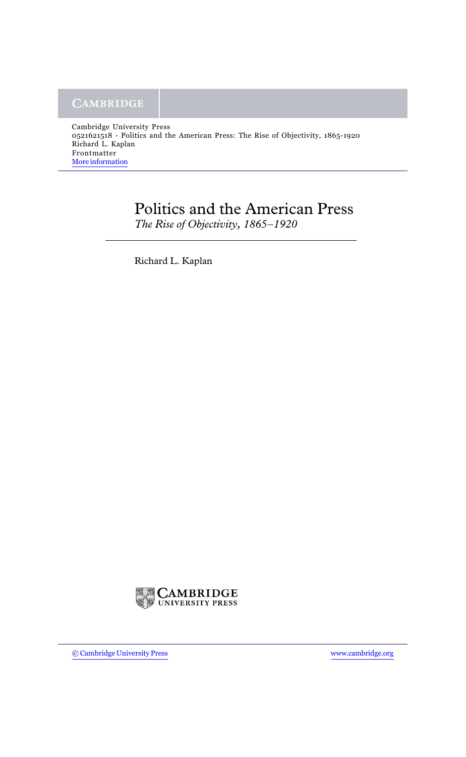# Politics and the American Press

*The Rise of Objectivity, 1865–1920*

Richard L. Kaplan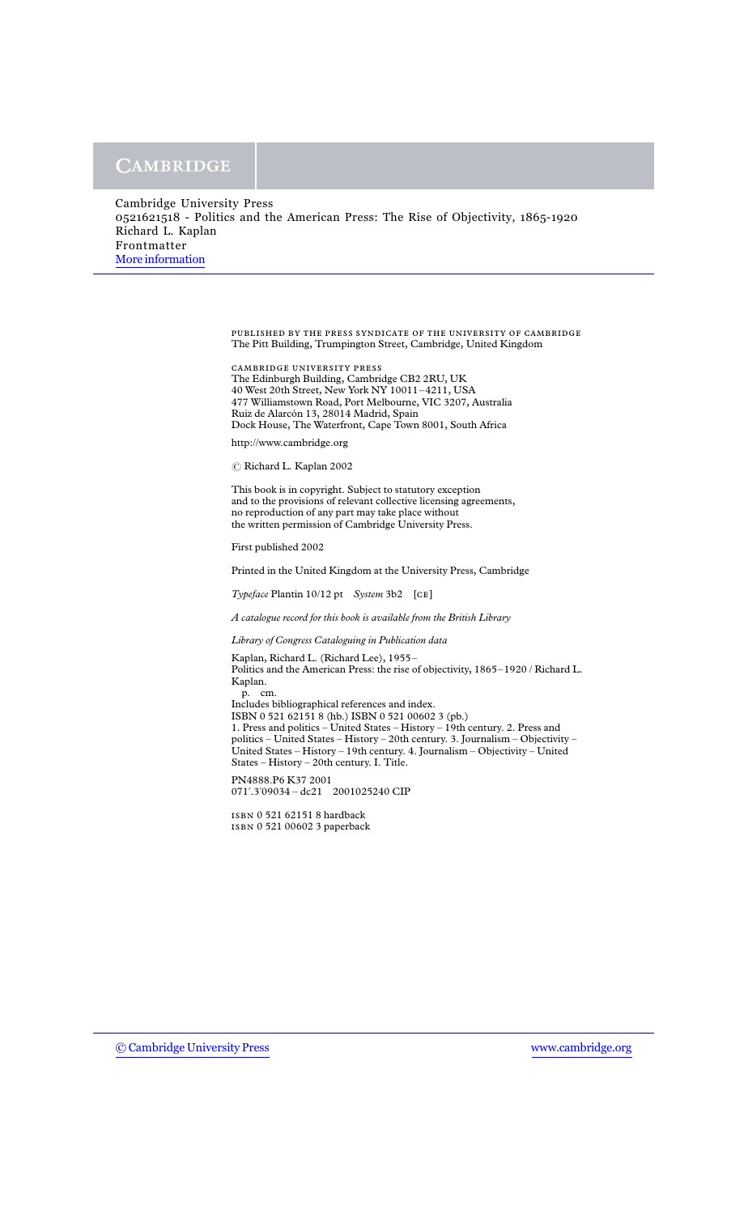PUBLISHED BY THE PRESS SYNDICATE OF THE UNIVERSITY OF CAMBRIDGE
The Pitt Building, Trumpington Street, Cambridge, United Kingdom

CAMBRIDGE UNIVERSITY PRESS
The Edinburgh Building, Cambridge CB2 2RU, UK
40 West 20th Street, New York NY 10011–4211, USA
477 Williamstown Road, Port Melbourne, VIC 3207, Australia
Ruiz de Alarcón 13, 28014 Madrid, Spain
Dock House, The Waterfront, Cape Town 8001, South Africa

http://www.cambridge.org

© Richard L. Kaplan 2002

This book is in copyright. Subject to statutory exception
and to the provisions of relevant collective licensing agreements,
no reproduction of any part may take place without
the written permission of Cambridge University Press.

First published 2002

Printed in the United Kingdom at the University Press, Cambridge

*Typeface* Plantin 10/12 pt *System* 3b2 [CE]

*A catalogue record for this book is available from the British Library*

*Library of Congress Cataloguing in Publication data*

Kaplan, Richard L. (Richard Lee), 1955–
Politics and the American Press: the rise of objectivity, 1865–1920 / Richard L. Kaplan.
p. cm.
Includes bibliographical references and index.
ISBN 0 521 62151 8 (hb.) ISBN 0 521 00602 3 (pb.)
1. Press and politics – United States – History – 19th century. 2. Press and politics – United States – History – 20th century. 3. Journalism – Objectivity – United States – History – 19th century. 4. Journalism – Objectivity – United States – History – 20th century. I. Title.

PN4888.P6 K37 2001
071′.3′09034 – dc21 2001025240 CIP

ISBN 0 521 62151 8 hardback
ISBN 0 521 00602 3 paperback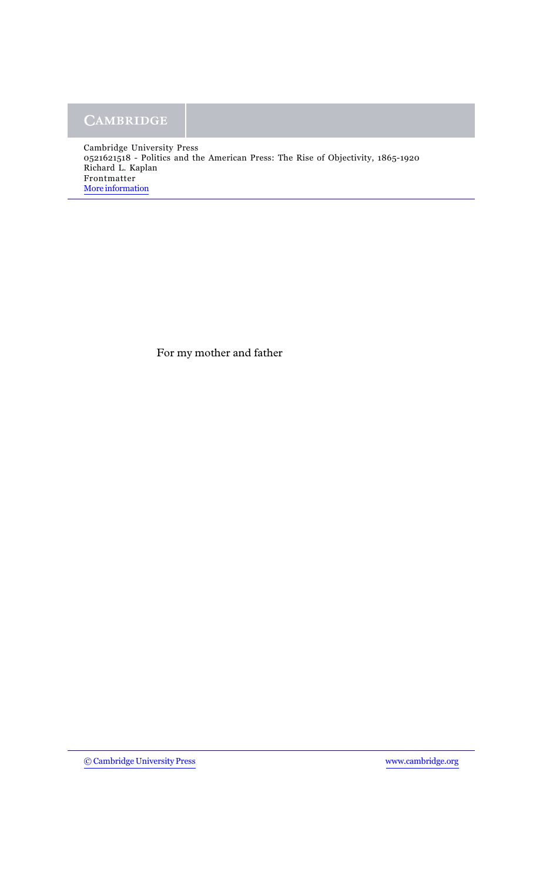For my mother and father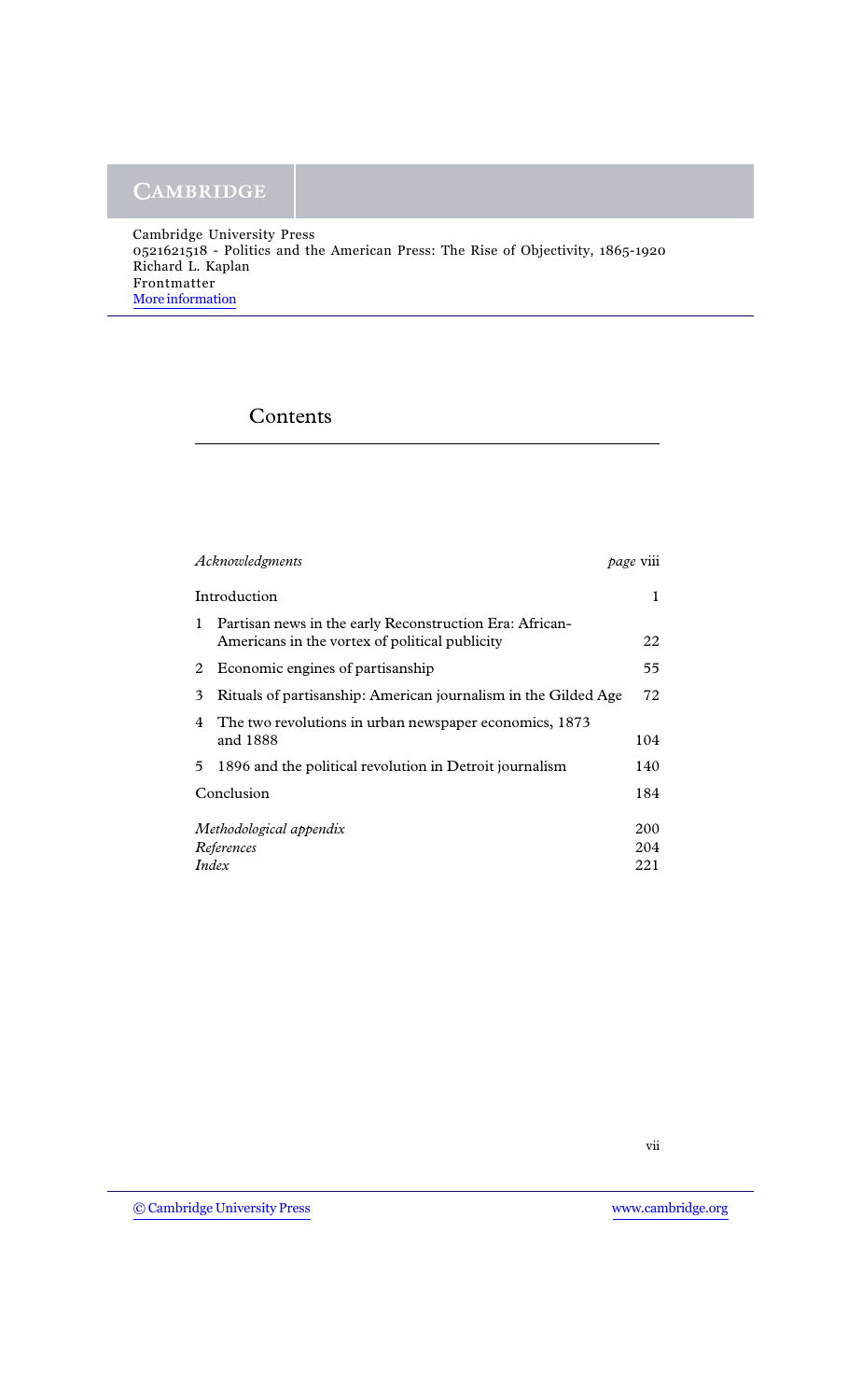# Contents

| | | |
|---|---|---|
| *Acknowledgments* | | *page* viii |
| Introduction | | 1 |
| 1 | Partisan news in the early Reconstruction Era: African-Americans in the vortex of political publicity | 22 |
| 2 | Economic engines of partisanship | 55 |
| 3 | Rituals of partisanship: American journalism in the Gilded Age | 72 |
| 4 | The two revolutions in urban newspaper economics, 1873 and 1888 | 104 |
| 5 | 1896 and the political revolution in Detroit journalism | 140 |
| Conclusion | | 184 |
| *Methodological appendix* | | 200 |
| *References* | | 204 |
| *Index* | | 221 |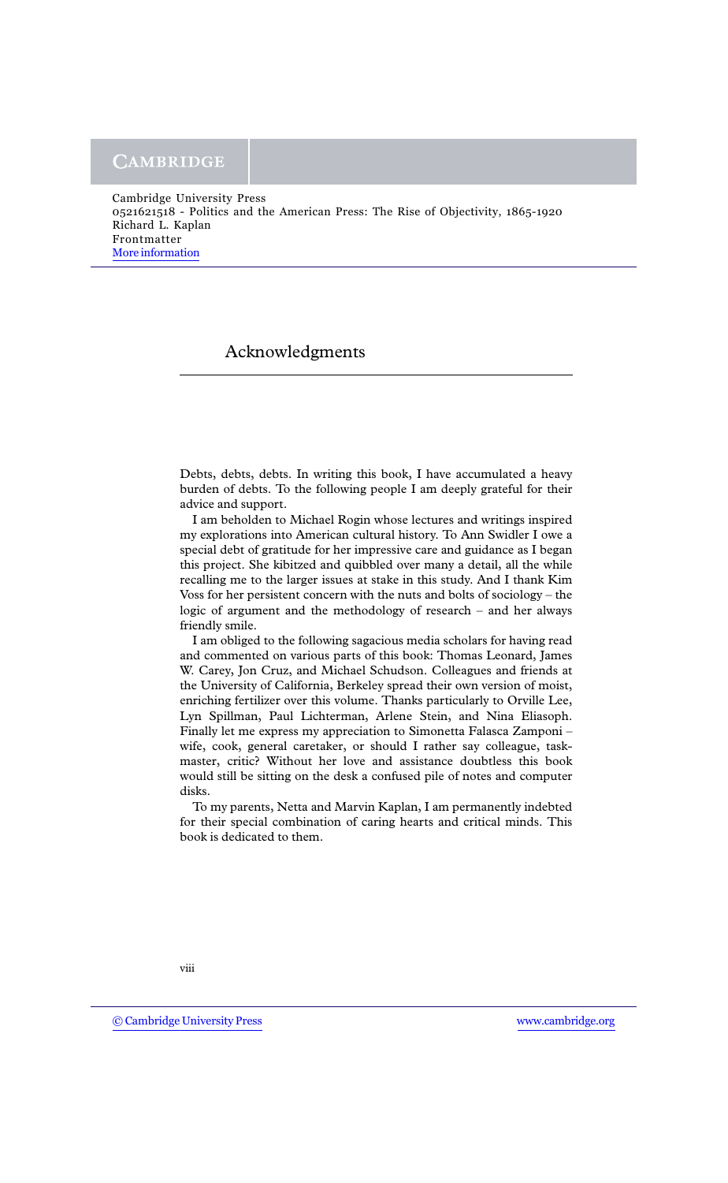# Acknowledgments

Debts, debts, debts. In writing this book, I have accumulated a heavy burden of debts. To the following people I am deeply grateful for their advice and support.

I am beholden to Michael Rogin whose lectures and writings inspired my explorations into American cultural history. To Ann Swidler I owe a special debt of gratitude for her impressive care and guidance as I began this project. She kibitzed and quibbled over many a detail, all the while recalling me to the larger issues at stake in this study. And I thank Kim Voss for her persistent concern with the nuts and bolts of sociology – the logic of argument and the methodology of research – and her always friendly smile.

I am obliged to the following sagacious media scholars for having read and commented on various parts of this book: Thomas Leonard, James W. Carey, Jon Cruz, and Michael Schudson. Colleagues and friends at the University of California, Berkeley spread their own version of moist, enriching fertilizer over this volume. Thanks particularly to Orville Lee, Lyn Spillman, Paul Lichterman, Arlene Stein, and Nina Eliasoph. Finally let me express my appreciation to Simonetta Falasca Zamponi – wife, cook, general caretaker, or should I rather say colleague, taskmaster, critic? Without her love and assistance doubtless this book would still be sitting on the desk a confused pile of notes and computer disks.

To my parents, Netta and Marvin Kaplan, I am permanently indebted for their special combination of caring hearts and critical minds. This book is dedicated to them.